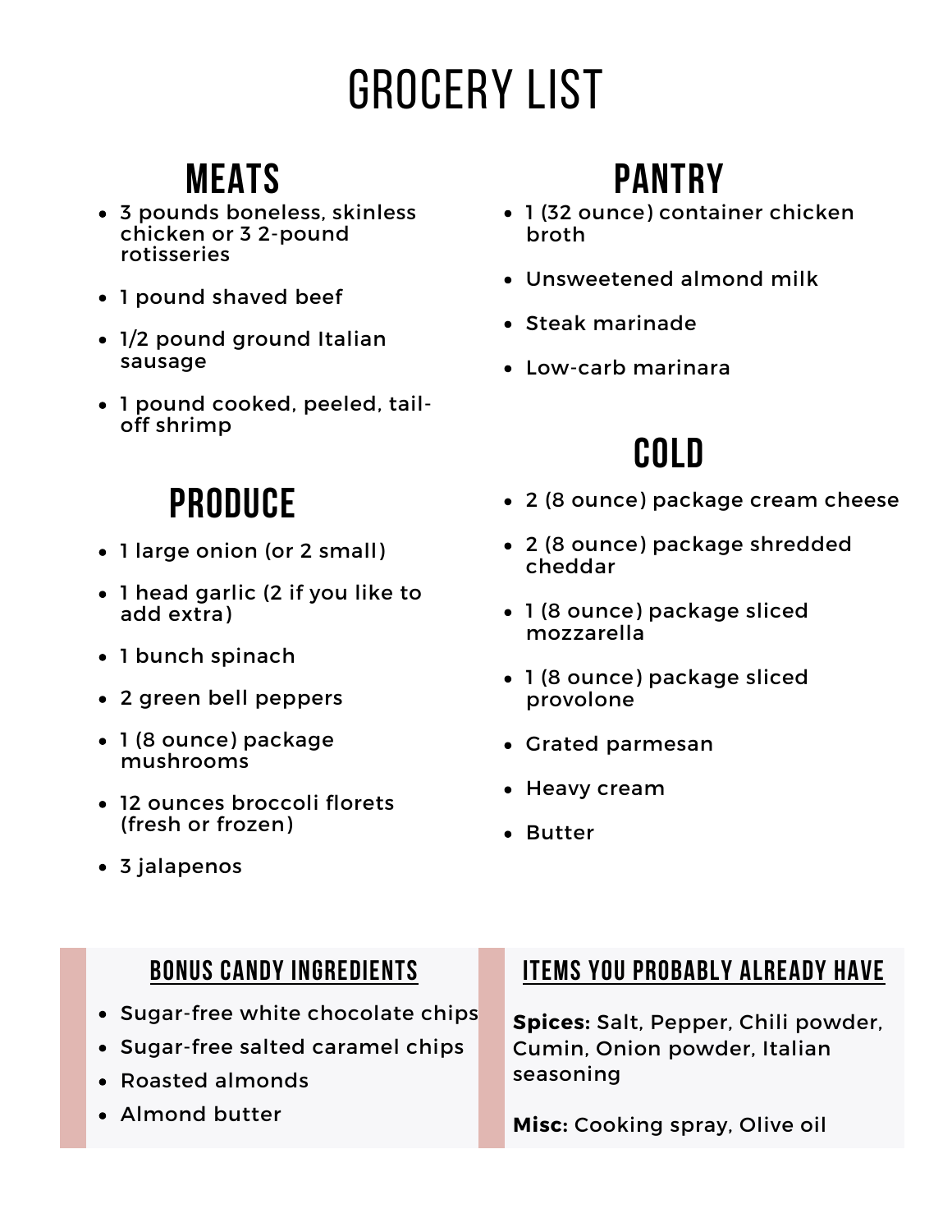# GROCERY LIST

## MEATS

- 3 pounds boneless, skinless chicken or 3 2-pound rotisseries
- 1 pound shaved beef
- 1/2 pound ground Italian sausage
- 1 pound cooked, peeled, tail-off shrimp

## PRODUCE

- 1 large onion (or 2 small)
- 1 head garlic (2 if you like to add extra)
- 1 bunch spinach
- 2 green bell peppers
- 1 (8 ounce) package mushrooms
- 12 ounces broccoli florets (fresh or frozen)
- 3 jalapenos

## PANTRY

- 1 (32 ounce) container chicken broth
- Unsweetened almond milk
- Steak marinade
- Low-carb marinara

## COLD

- 2 (8 ounce) package cream cheese
- 2 (8 ounce) package shredded cheddar
- 1 (8 ounce) package sliced mozzarella
- 1 (8 ounce) package sliced provolone
- Grated parmesan
- Heavy cream
- Butter

### BONUS CANDY INGREDIENTS

- Sugar-free white chocolate chips
- Sugar-free salted caramel chips
- Roasted almonds
- Almond butter

### ITEMS YOU PROBABLY ALREADY HAVE

**Spices:** Salt, Pepper, Chili powder, Cumin, Onion powder, Italian seasoning

**Misc:** Cooking spray, Olive oil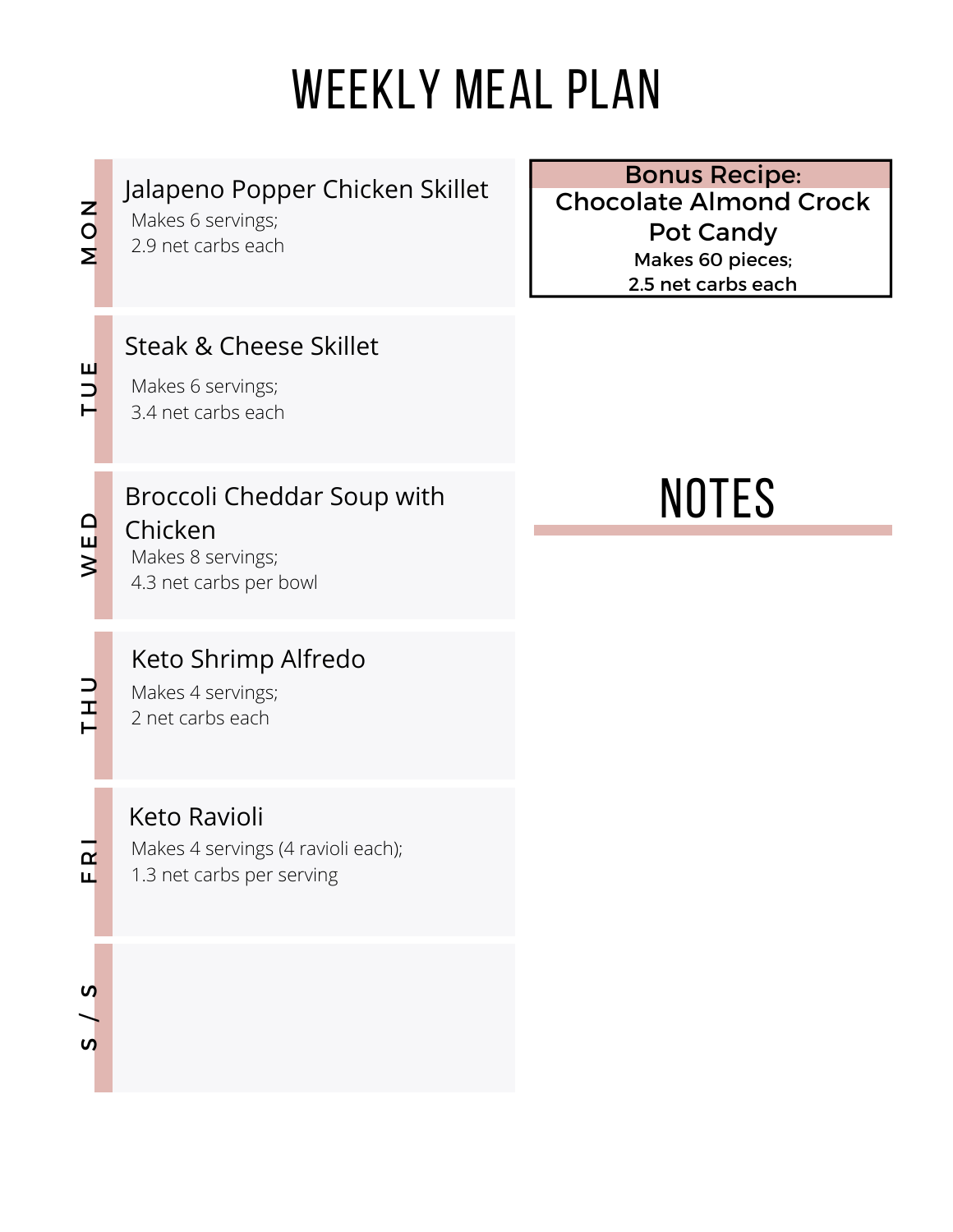# WEEKLY MEAL PLAN

**MON**

Jalapeno Popper Chicken Skillet

Makes 6 servings;
2.9 net carbs each

**TUE**

Steak & Cheese Skillet

Makes 6 servings;
3.4 net carbs each

**WED**

Broccoli Cheddar Soup with Chicken

Makes 8 servings;
4.3 net carbs per bowl

**THU**

Keto Shrimp Alfredo

Makes 4 servings;
2 net carbs each

**FRI**

Keto Ravioli

Makes 4 servings (4 ravioli each);
1.3 net carbs per serving

**S / S**

**Bonus Recipe:**
**Chocolate Almond Crock Pot Candy**
**Makes 60 pieces;**
**2.5 net carbs each**

## NOTES